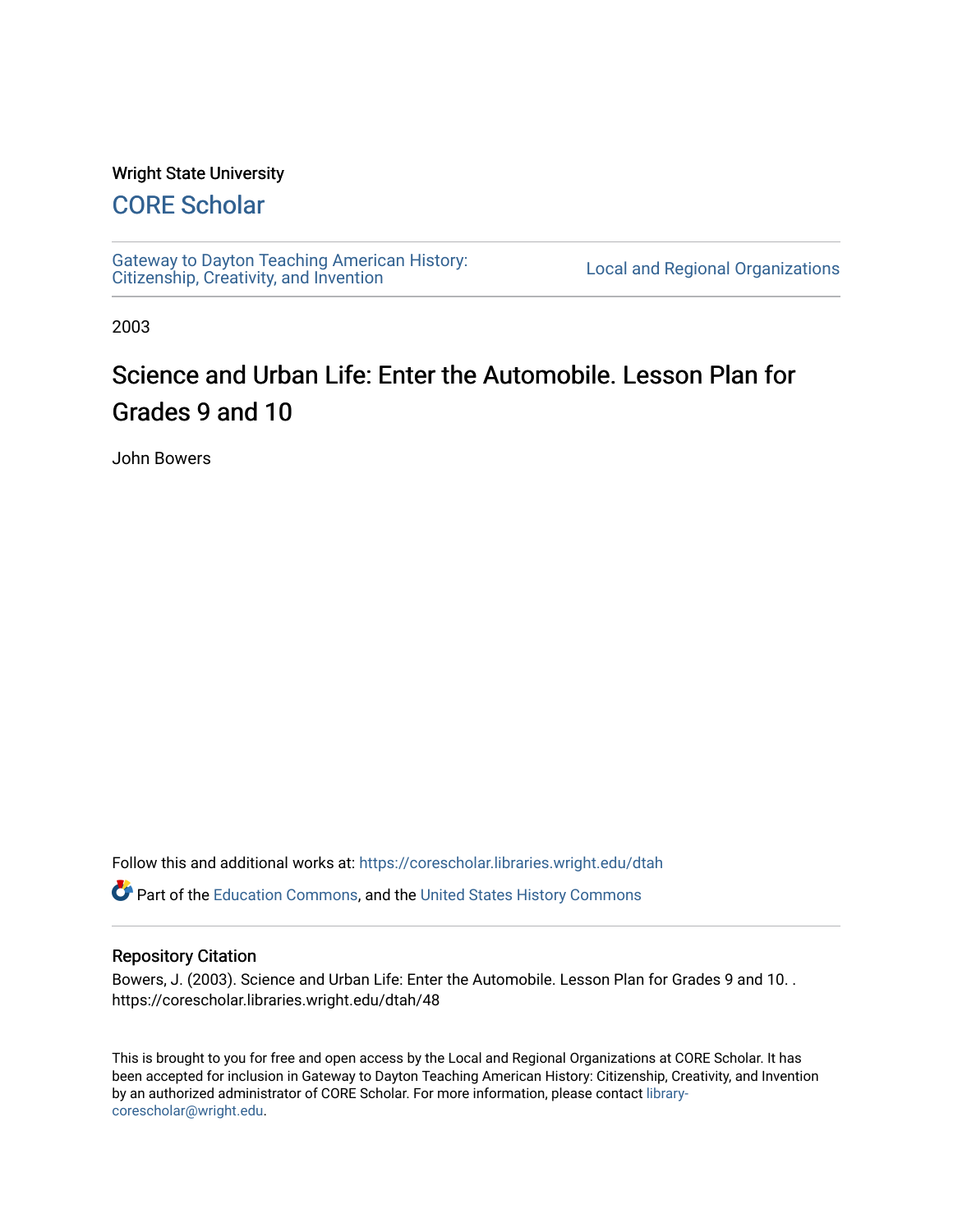Wright State University

## CORE Scholar

Gateway to Dayton Teaching American History: Citizenship, Creativity, and Invention

Local and Regional Organizations

2003

# Science and Urban Life: Enter the Automobile. Lesson Plan for Grades 9 and 10

John Bowers

Follow this and additional works at: https://corescholar.libraries.wright.edu/dtah

Part of the Education Commons, and the United States History Commons

### Repository Citation

Bowers, J. (2003). Science and Urban Life: Enter the Automobile. Lesson Plan for Grades 9 and 10. . https://corescholar.libraries.wright.edu/dtah/48

This is brought to you for free and open access by the Local and Regional Organizations at CORE Scholar. It has been accepted for inclusion in Gateway to Dayton Teaching American History: Citizenship, Creativity, and Invention by an authorized administrator of CORE Scholar. For more information, please contact library-corescholar@wright.edu.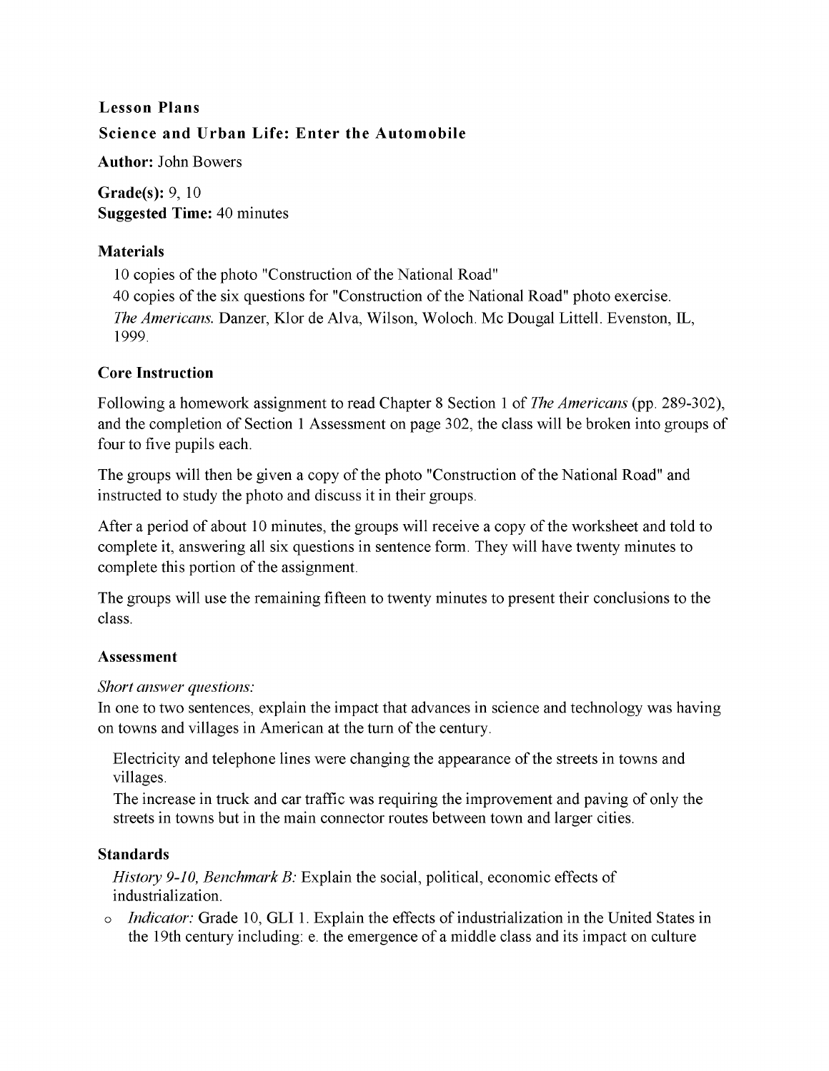**Lesson Plans**

**Science and Urban Life: Enter the Automobile**

**Author:** John Bowers

**Grade(s):** 9, 10
**Suggested Time:** 40 minutes

### Materials

10 copies of the photo "Construction of the National Road"
40 copies of the six questions for "Construction of the National Road" photo exercise.
*The Americans.* Danzer, Klor de Alva, Wilson, Woloch. Mc Dougal Littell. Evenston, IL, 1999.

### Core Instruction

Following a homework assignment to read Chapter 8 Section 1 of *The Americans* (pp. 289-302), and the completion of Section 1 Assessment on page 302, the class will be broken into groups of four to five pupils each.

The groups will then be given a copy of the photo "Construction of the National Road" and instructed to study the photo and discuss it in their groups.

After a period of about 10 minutes, the groups will receive a copy of the worksheet and told to complete it, answering all six questions in sentence form. They will have twenty minutes to complete this portion of the assignment.

The groups will use the remaining fifteen to twenty minutes to present their conclusions to the class.

### Assessment

*Short answer questions:*
In one to two sentences, explain the impact that advances in science and technology was having on towns and villages in American at the turn of the century.

Electricity and telephone lines were changing the appearance of the streets in towns and villages.
The increase in truck and car traffic was requiring the improvement and paving of only the streets in towns but in the main connector routes between town and larger cities.

### Standards

*History 9-10, Benchmark B:* Explain the social, political, economic effects of industrialization.

- *Indicator:* Grade 10, GLI 1. Explain the effects of industrialization in the United States in the 19th century including: e. the emergence of a middle class and its impact on culture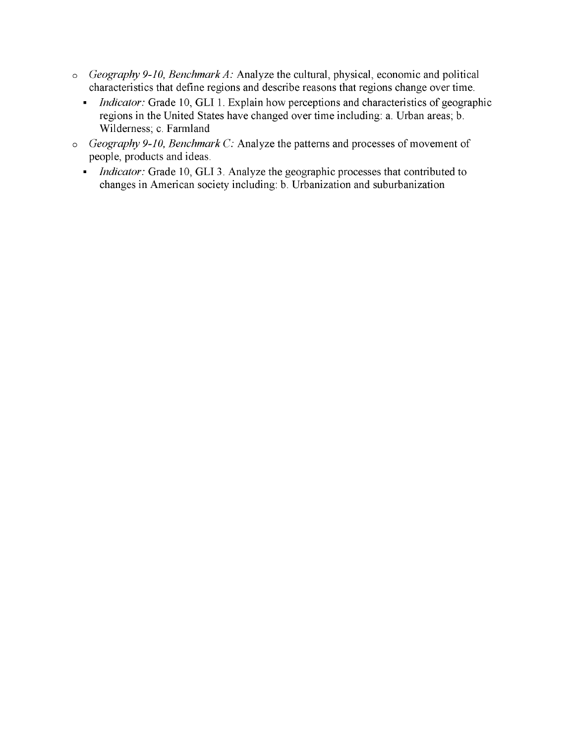- *Geography 9-10, Benchmark A:* Analyze the cultural, physical, economic and political characteristics that define regions and describe reasons that regions change over time.
  - *Indicator:* Grade 10, GLI 1. Explain how perceptions and characteristics of geographic regions in the United States have changed over time including: a. Urban areas; b. Wilderness; c. Farmland
- *Geography 9-10, Benchmark C:* Analyze the patterns and processes of movement of people, products and ideas.
  - *Indicator:* Grade 10, GLI 3. Analyze the geographic processes that contributed to changes in American society including: b. Urbanization and suburbanization